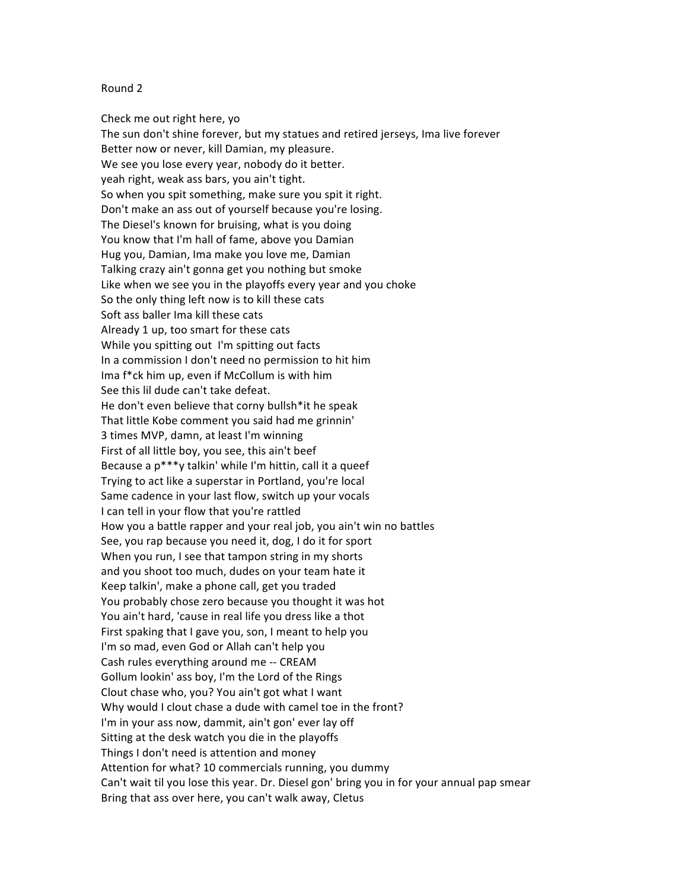Round 2

Check me out right here, yo
The sun don't shine forever, but my statues and retired jerseys, Ima live forever
Better now or never, kill Damian, my pleasure.
We see you lose every year, nobody do it better.
yeah right, weak ass bars, you ain't tight.
So when you spit something, make sure you spit it right.
Don't make an ass out of yourself because you're losing.
The Diesel's known for bruising, what is you doing
You know that I'm hall of fame, above you Damian
Hug you, Damian, Ima make you love me, Damian
Talking crazy ain't gonna get you nothing but smoke
Like when we see you in the playoffs every year and you choke
So the only thing left now is to kill these cats
Soft ass baller Ima kill these cats
Already 1 up, too smart for these cats
While you spitting out  I'm spitting out facts
In a commission I don't need no permission to hit him
Ima f*ck him up, even if McCollum is with him
See this lil dude can't take defeat.
He don't even believe that corny bullsh*it he speak
That little Kobe comment you said had me grinnin'
3 times MVP, damn, at least I'm winning
First of all little boy, you see, this ain't beef
Because a p***y talkin' while I'm hittin, call it a queef
Trying to act like a superstar in Portland, you're local
Same cadence in your last flow, switch up your vocals
I can tell in your flow that you're rattled
How you a battle rapper and your real job, you ain't win no battles
See, you rap because you need it, dog, I do it for sport
When you run, I see that tampon string in my shorts
and you shoot too much, dudes on your team hate it
Keep talkin', make a phone call, get you traded
You probably chose zero because you thought it was hot
You ain't hard, 'cause in real life you dress like a thot
First spaking that I gave you, son, I meant to help you
I'm so mad, even God or Allah can't help you
Cash rules everything around me -- CREAM
Gollum lookin' ass boy, I'm the Lord of the Rings
Clout chase who, you? You ain't got what I want
Why would I clout chase a dude with camel toe in the front?
I'm in your ass now, dammit, ain't gon' ever lay off
Sitting at the desk watch you die in the playoffs
Things I don't need is attention and money
Attention for what? 10 commercials running, you dummy
Can't wait til you lose this year. Dr. Diesel gon' bring you in for your annual pap smear
Bring that ass over here, you can't walk away, Cletus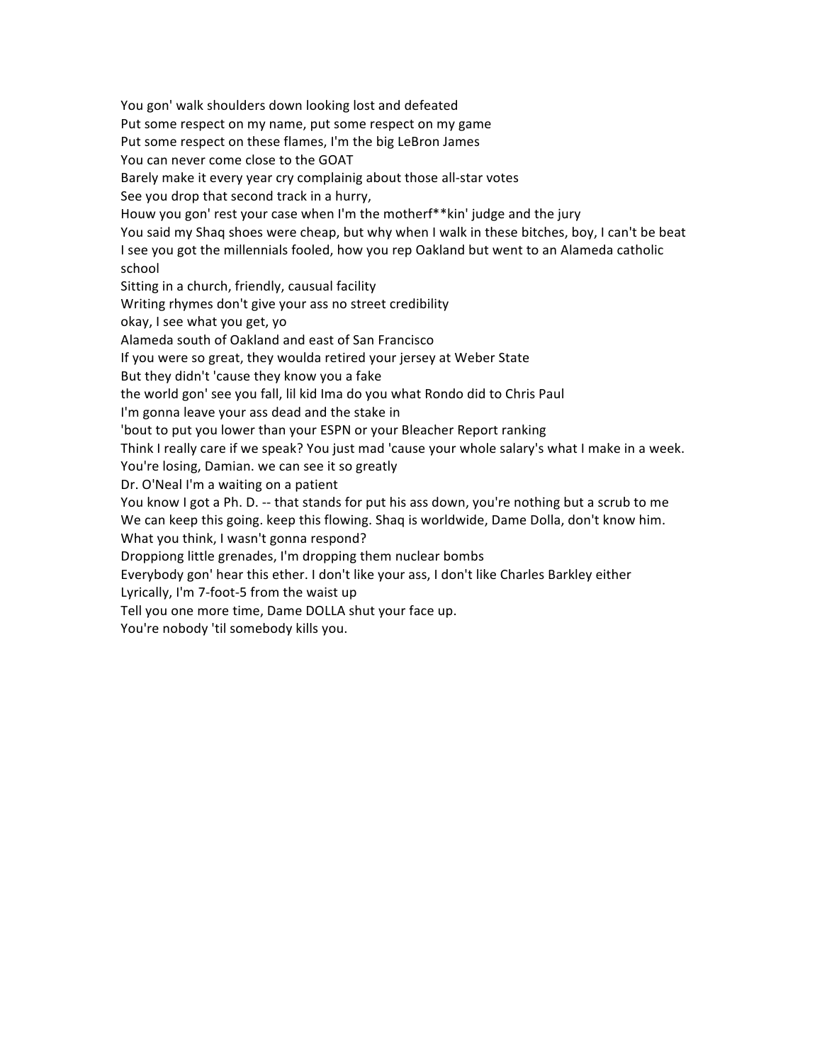You gon' walk shoulders down looking lost and defeated
Put some respect on my name, put some respect on my game
Put some respect on these flames, I'm the big LeBron James
You can never come close to the GOAT
Barely make it every year cry complainig about those all-star votes
See you drop that second track in a hurry,
Houw you gon' rest your case when I'm the motherf**kin' judge and the jury
You said my Shaq shoes were cheap, but why when I walk in these bitches, boy, I can't be beat
I see you got the millennials fooled, how you rep Oakland but went to an Alameda catholic school
Sitting in a church, friendly, causual facility
Writing rhymes don't give your ass no street credibility
okay, I see what you get, yo
Alameda south of Oakland and east of San Francisco
If you were so great, they woulda retired your jersey at Weber State
But they didn't 'cause they know you a fake
the world gon' see you fall, lil kid Ima do you what Rondo did to Chris Paul
I'm gonna leave your ass dead and the stake in
'bout to put you lower than your ESPN or your Bleacher Report ranking
Think I really care if we speak? You just mad 'cause your whole salary's what I make in a week.
You're losing, Damian. we can see it so greatly
Dr. O'Neal I'm a waiting on a patient
You know I got a Ph. D. -- that stands for put his ass down, you're nothing but a scrub to me
We can keep this going. keep this flowing. Shaq is worldwide, Dame Dolla, don't know him.
What you think, I wasn't gonna respond?
Droppiong little grenades, I'm dropping them nuclear bombs
Everybody gon' hear this ether. I don't like your ass, I don't like Charles Barkley either
Lyrically, I'm 7-foot-5 from the waist up
Tell you one more time, Dame DOLLA shut your face up.
You're nobody 'til somebody kills you.